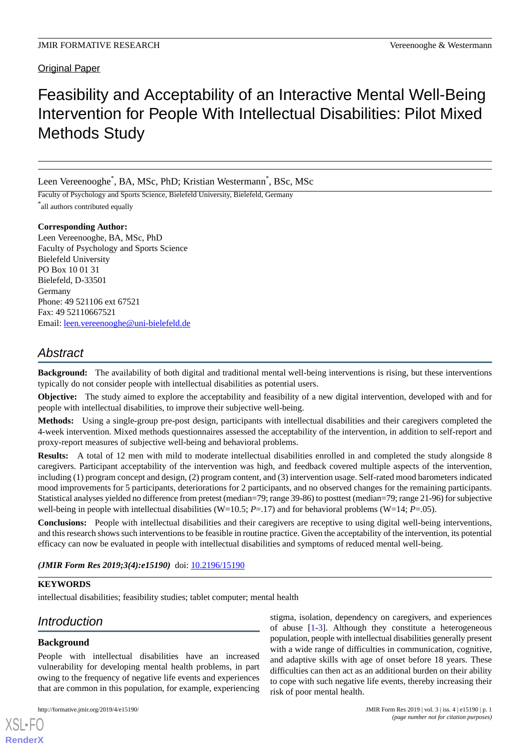Original Paper

# Feasibility and Acceptability of an Interactive Mental Well-Being Intervention for People With Intellectual Disabilities: Pilot Mixed Methods Study

Leen Vereenooghe[*], BA, MSc, PhD; Kristian Westermann[*], BSc, MSc

Faculty of Psychology and Sports Science, Bielefeld University, Bielefeld, Germany

[*]all authors contributed equally

**Corresponding Author:**
Leen Vereenooghe, BA, MSc, PhD
Faculty of Psychology and Sports Science
Bielefeld University
PO Box 10 01 31
Bielefeld, D-33501
Germany
Phone: 49 521106 ext 67521
Fax: 49 52110667521
Email: leen.vereenooghe@uni-bielefeld.de

## Abstract

**Background:** The availability of both digital and traditional mental well-being interventions is rising, but these interventions typically do not consider people with intellectual disabilities as potential users.

**Objective:** The study aimed to explore the acceptability and feasibility of a new digital intervention, developed with and for people with intellectual disabilities, to improve their subjective well-being.

**Methods:** Using a single-group pre-post design, participants with intellectual disabilities and their caregivers completed the 4-week intervention. Mixed methods questionnaires assessed the acceptability of the intervention, in addition to self-report and proxy-report measures of subjective well-being and behavioral problems.

**Results:** A total of 12 men with mild to moderate intellectual disabilities enrolled in and completed the study alongside 8 caregivers. Participant acceptability of the intervention was high, and feedback covered multiple aspects of the intervention, including (1) program concept and design, (2) program content, and (3) intervention usage. Self-rated mood barometers indicated mood improvements for 5 participants, deteriorations for 2 participants, and no observed changes for the remaining participants. Statistical analyses yielded no difference from pretest (median=79; range 39-86) to posttest (median=79; range 21-96) for subjective well-being in people with intellectual disabilities (W=10.5; *P*=.17) and for behavioral problems (W=14; *P*=.05).

**Conclusions:** People with intellectual disabilities and their caregivers are receptive to using digital well-being interventions, and this research shows such interventions to be feasible in routine practice. Given the acceptability of the intervention, its potential efficacy can now be evaluated in people with intellectual disabilities and symptoms of reduced mental well-being.

***(JMIR Form Res 2019;3(4):e15190)*** doi: 10.2196/15190

**KEYWORDS**

intellectual disabilities; feasibility studies; tablet computer; mental health

## Introduction

### Background

People with intellectual disabilities have an increased vulnerability for developing mental health problems, in part owing to the frequency of negative life events and experiences that are common in this population, for example, experiencing stigma, isolation, dependency on caregivers, and experiences of abuse [1-3]. Although they constitute a heterogeneous population, people with intellectual disabilities generally present with a wide range of difficulties in communication, cognitive, and adaptive skills with age of onset before 18 years. These difficulties can then act as an additional burden on their ability to cope with such negative life events, thereby increasing their risk of poor mental health.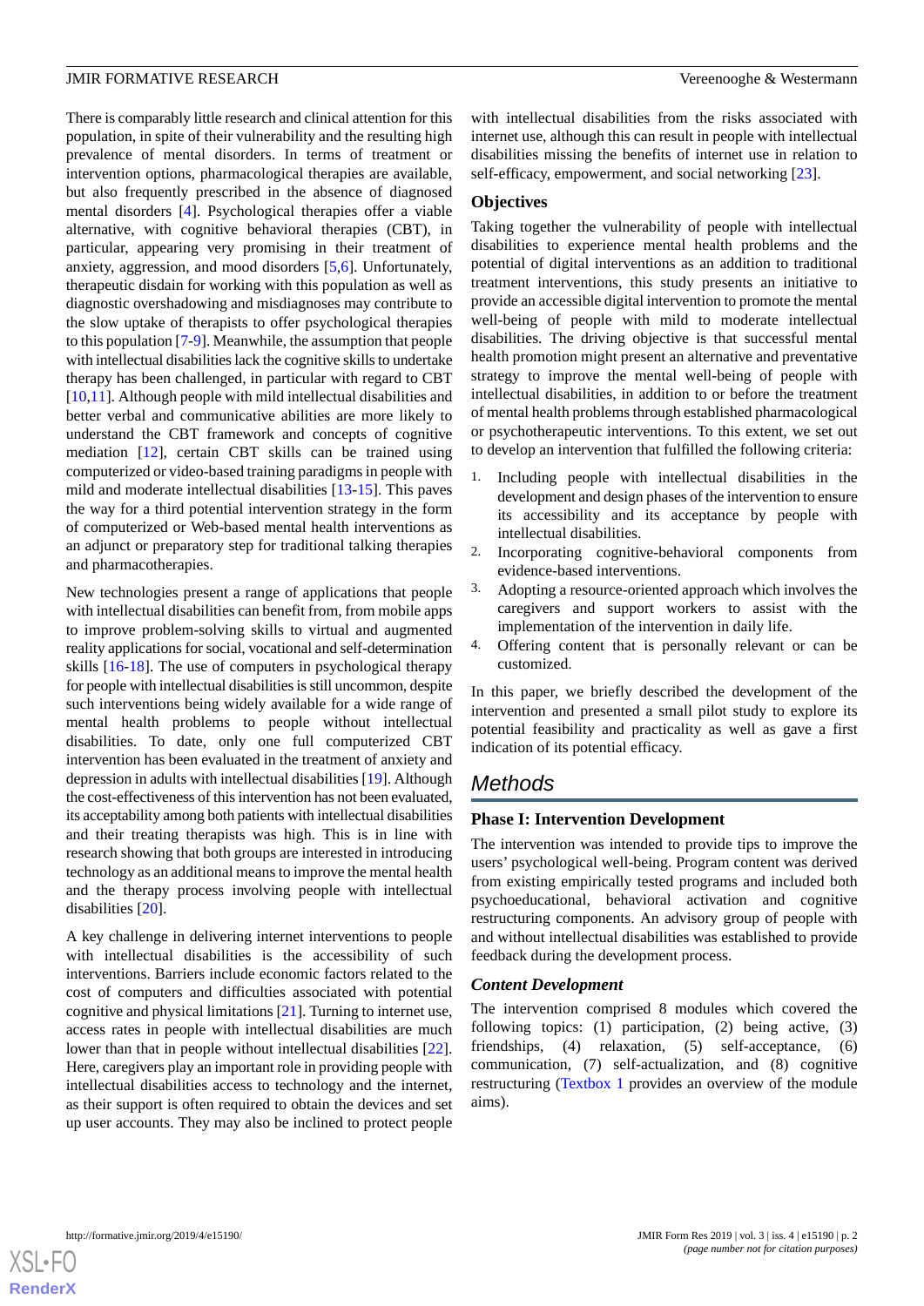There is comparably little research and clinical attention for this population, in spite of their vulnerability and the resulting high prevalence of mental disorders. In terms of treatment or intervention options, pharmacological therapies are available, but also frequently prescribed in the absence of diagnosed mental disorders [4]. Psychological therapies offer a viable alternative, with cognitive behavioral therapies (CBT), in particular, appearing very promising in their treatment of anxiety, aggression, and mood disorders [5,6]. Unfortunately, therapeutic disdain for working with this population as well as diagnostic overshadowing and misdiagnoses may contribute to the slow uptake of therapists to offer psychological therapies to this population [7-9]. Meanwhile, the assumption that people with intellectual disabilities lack the cognitive skills to undertake therapy has been challenged, in particular with regard to CBT [10,11]. Although people with mild intellectual disabilities and better verbal and communicative abilities are more likely to understand the CBT framework and concepts of cognitive mediation [12], certain CBT skills can be trained using computerized or video-based training paradigms in people with mild and moderate intellectual disabilities [13-15]. This paves the way for a third potential intervention strategy in the form of computerized or Web-based mental health interventions as an adjunct or preparatory step for traditional talking therapies and pharmacotherapies.

New technologies present a range of applications that people with intellectual disabilities can benefit from, from mobile apps to improve problem-solving skills to virtual and augmented reality applications for social, vocational and self-determination skills [16-18]. The use of computers in psychological therapy for people with intellectual disabilities is still uncommon, despite such interventions being widely available for a wide range of mental health problems to people without intellectual disabilities. To date, only one full computerized CBT intervention has been evaluated in the treatment of anxiety and depression in adults with intellectual disabilities [19]. Although the cost-effectiveness of this intervention has not been evaluated, its acceptability among both patients with intellectual disabilities and their treating therapists was high. This is in line with research showing that both groups are interested in introducing technology as an additional means to improve the mental health and the therapy process involving people with intellectual disabilities [20].

A key challenge in delivering internet interventions to people with intellectual disabilities is the accessibility of such interventions. Barriers include economic factors related to the cost of computers and difficulties associated with potential cognitive and physical limitations [21]. Turning to internet use, access rates in people with intellectual disabilities are much lower than that in people without intellectual disabilities [22]. Here, caregivers play an important role in providing people with intellectual disabilities access to technology and the internet, as their support is often required to obtain the devices and set up user accounts. They may also be inclined to protect people with intellectual disabilities from the risks associated with internet use, although this can result in people with intellectual disabilities missing the benefits of internet use in relation to self-efficacy, empowerment, and social networking [23].

## Objectives

Taking together the vulnerability of people with intellectual disabilities to experience mental health problems and the potential of digital interventions as an addition to traditional treatment interventions, this study presents an initiative to provide an accessible digital intervention to promote the mental well-being of people with mild to moderate intellectual disabilities. The driving objective is that successful mental health promotion might present an alternative and preventative strategy to improve the mental well-being of people with intellectual disabilities, in addition to or before the treatment of mental health problems through established pharmacological or psychotherapeutic interventions. To this extent, we set out to develop an intervention that fulfilled the following criteria:

1. Including people with intellectual disabilities in the development and design phases of the intervention to ensure its accessibility and its acceptance by people with intellectual disabilities.
2. Incorporating cognitive-behavioral components from evidence-based interventions.
3. Adopting a resource-oriented approach which involves the caregivers and support workers to assist with the implementation of the intervention in daily life.
4. Offering content that is personally relevant or can be customized.

In this paper, we briefly described the development of the intervention and presented a small pilot study to explore its potential feasibility and practicality as well as gave a first indication of its potential efficacy.

# Methods

## Phase I: Intervention Development

The intervention was intended to provide tips to improve the users' psychological well-being. Program content was derived from existing empirically tested programs and included both psychoeducational, behavioral activation and cognitive restructuring components. An advisory group of people with and without intellectual disabilities was established to provide feedback during the development process.

### Content Development

The intervention comprised 8 modules which covered the following topics: (1) participation, (2) being active, (3) friendships, (4) relaxation, (5) self-acceptance, (6) communication, (7) self-actualization, and (8) cognitive restructuring (Textbox 1 provides an overview of the module aims).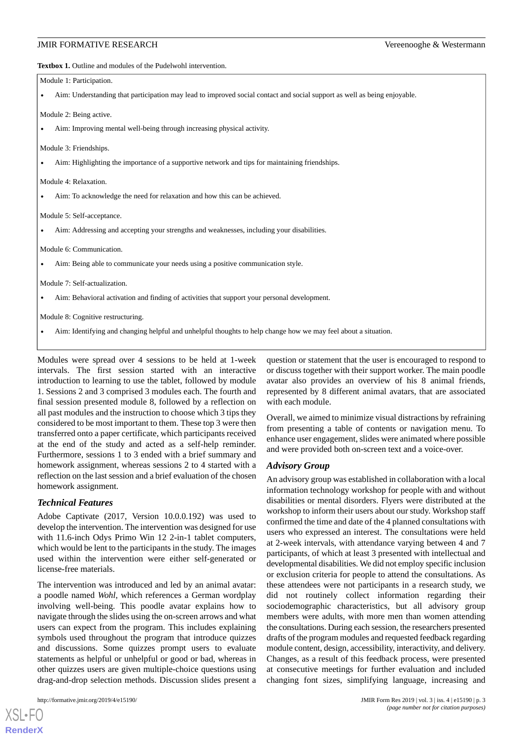**Textbox 1.** Outline and modules of the Pudelwohl intervention.

Module 1: Participation.

- Aim: Understanding that participation may lead to improved social contact and social support as well as being enjoyable.

Module 2: Being active.

- Aim: Improving mental well-being through increasing physical activity.

Module 3: Friendships.

- Aim: Highlighting the importance of a supportive network and tips for maintaining friendships.

Module 4: Relaxation.

- Aim: To acknowledge the need for relaxation and how this can be achieved.

Module 5: Self-acceptance.

- Aim: Addressing and accepting your strengths and weaknesses, including your disabilities.

Module 6: Communication.

- Aim: Being able to communicate your needs using a positive communication style.

Module 7: Self-actualization.

- Aim: Behavioral activation and finding of activities that support your personal development.

Module 8: Cognitive restructuring.

- Aim: Identifying and changing helpful and unhelpful thoughts to help change how we may feel about a situation.

Modules were spread over 4 sessions to be held at 1-week intervals. The first session started with an interactive introduction to learning to use the tablet, followed by module 1. Sessions 2 and 3 comprised 3 modules each. The fourth and final session presented module 8, followed by a reflection on all past modules and the instruction to choose which 3 tips they considered to be most important to them. These top 3 were then transferred onto a paper certificate, which participants received at the end of the study and acted as a self-help reminder. Furthermore, sessions 1 to 3 ended with a brief summary and homework assignment, whereas sessions 2 to 4 started with a reflection on the last session and a brief evaluation of the chosen homework assignment.

### Technical Features

Adobe Captivate (2017, Version 10.0.0.192) was used to develop the intervention. The intervention was designed for use with 11.6-inch Odys Primo Win 12 2-in-1 tablet computers, which would be lent to the participants in the study. The images used within the intervention were either self-generated or license-free materials.

The intervention was introduced and led by an animal avatar: a poodle named *Wohl*, which references a German wordplay involving well-being. This poodle avatar explains how to navigate through the slides using the on-screen arrows and what users can expect from the program. This includes explaining symbols used throughout the program that introduce quizzes and discussions. Some quizzes prompt users to evaluate statements as helpful or unhelpful or good or bad, whereas in other quizzes users are given multiple-choice questions using drag-and-drop selection methods. Discussion slides present a question or statement that the user is encouraged to respond to or discuss together with their support worker. The main poodle avatar also provides an overview of his 8 animal friends, represented by 8 different animal avatars, that are associated with each module.

Overall, we aimed to minimize visual distractions by refraining from presenting a table of contents or navigation menu. To enhance user engagement, slides were animated where possible and were provided both on-screen text and a voice-over.

### Advisory Group

An advisory group was established in collaboration with a local information technology workshop for people with and without disabilities or mental disorders. Flyers were distributed at the workshop to inform their users about our study. Workshop staff confirmed the time and date of the 4 planned consultations with users who expressed an interest. The consultations were held at 2-week intervals, with attendance varying between 4 and 7 participants, of which at least 3 presented with intellectual and developmental disabilities. We did not employ specific inclusion or exclusion criteria for people to attend the consultations. As these attendees were not participants in a research study, we did not routinely collect information regarding their sociodemographic characteristics, but all advisory group members were adults, with more men than women attending the consultations. During each session, the researchers presented drafts of the program modules and requested feedback regarding module content, design, accessibility, interactivity, and delivery. Changes, as a result of this feedback process, were presented at consecutive meetings for further evaluation and included changing font sizes, simplifying language, increasing and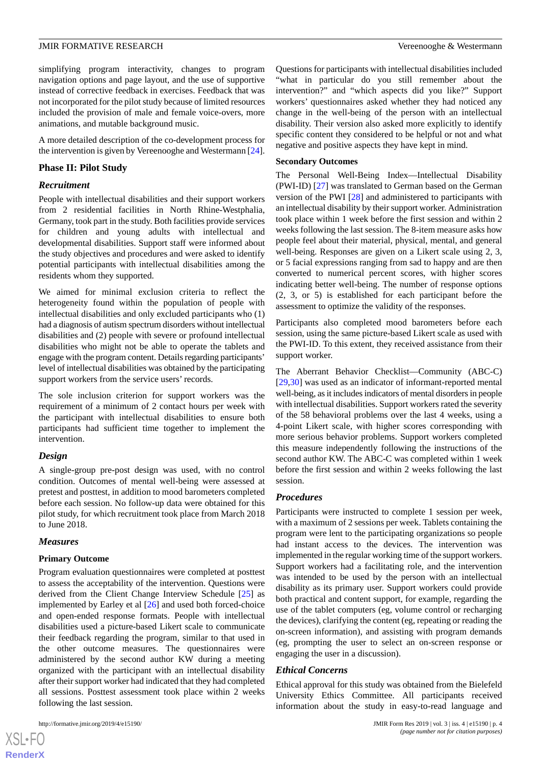simplifying program interactivity, changes to program navigation options and page layout, and the use of supportive instead of corrective feedback in exercises. Feedback that was not incorporated for the pilot study because of limited resources included the provision of male and female voice-overs, more animations, and mutable background music.

A more detailed description of the co-development process for the intervention is given by Vereenooghe and Westermann [24].

## Phase II: Pilot Study

### *Recruitment*

People with intellectual disabilities and their support workers from 2 residential facilities in North Rhine-Westphalia, Germany, took part in the study. Both facilities provide services for children and young adults with intellectual and developmental disabilities. Support staff were informed about the study objectives and procedures and were asked to identify potential participants with intellectual disabilities among the residents whom they supported.

We aimed for minimal exclusion criteria to reflect the heterogeneity found within the population of people with intellectual disabilities and only excluded participants who (1) had a diagnosis of autism spectrum disorders without intellectual disabilities and (2) people with severe or profound intellectual disabilities who might not be able to operate the tablets and engage with the program content. Details regarding participants' level of intellectual disabilities was obtained by the participating support workers from the service users' records.

The sole inclusion criterion for support workers was the requirement of a minimum of 2 contact hours per week with the participant with intellectual disabilities to ensure both participants had sufficient time together to implement the intervention.

### *Design*

A single-group pre-post design was used, with no control condition. Outcomes of mental well-being were assessed at pretest and posttest, in addition to mood barometers completed before each session. No follow-up data were obtained for this pilot study, for which recruitment took place from March 2018 to June 2018.

### *Measures*

#### Primary Outcome

Program evaluation questionnaires were completed at posttest to assess the acceptability of the intervention. Questions were derived from the Client Change Interview Schedule [25] as implemented by Earley et al [26] and used both forced-choice and open-ended response formats. People with intellectual disabilities used a picture-based Likert scale to communicate their feedback regarding the program, similar to that used in the other outcome measures. The questionnaires were administered by the second author KW during a meeting organized with the participant with an intellectual disability after their support worker had indicated that they had completed all sessions. Posttest assessment took place within 2 weeks following the last session.

Questions for participants with intellectual disabilities included "what in particular do you still remember about the intervention?" and "which aspects did you like?" Support workers' questionnaires asked whether they had noticed any change in the well-being of the person with an intellectual disability. Their version also asked more explicitly to identify specific content they considered to be helpful or not and what negative and positive aspects they have kept in mind.

#### Secondary Outcomes

The Personal Well-Being Index—Intellectual Disability (PWI-ID) [27] was translated to German based on the German version of the PWI [28] and administered to participants with an intellectual disability by their support worker. Administration took place within 1 week before the first session and within 2 weeks following the last session. The 8-item measure asks how people feel about their material, physical, mental, and general well-being. Responses are given on a Likert scale using 2, 3, or 5 facial expressions ranging from sad to happy and are then converted to numerical percent scores, with higher scores indicating better well-being. The number of response options (2, 3, or 5) is established for each participant before the assessment to optimize the validity of the responses.

Participants also completed mood barometers before each session, using the same picture-based Likert scale as used with the PWI-ID. To this extent, they received assistance from their support worker.

The Aberrant Behavior Checklist—Community (ABC-C) [29,30] was used as an indicator of informant-reported mental well-being, as it includes indicators of mental disorders in people with intellectual disabilities. Support workers rated the severity of the 58 behavioral problems over the last 4 weeks, using a 4-point Likert scale, with higher scores corresponding with more serious behavior problems. Support workers completed this measure independently following the instructions of the second author KW. The ABC-C was completed within 1 week before the first session and within 2 weeks following the last session.

### *Procedures*

Participants were instructed to complete 1 session per week, with a maximum of 2 sessions per week. Tablets containing the program were lent to the participating organizations so people had instant access to the devices. The intervention was implemented in the regular working time of the support workers. Support workers had a facilitating role, and the intervention was intended to be used by the person with an intellectual disability as its primary user. Support workers could provide both practical and content support, for example, regarding the use of the tablet computers (eg, volume control or recharging the devices), clarifying the content (eg, repeating or reading the on-screen information), and assisting with program demands (eg, prompting the user to select an on-screen response or engaging the user in a discussion).

### *Ethical Concerns*

Ethical approval for this study was obtained from the Bielefeld University Ethics Committee. All participants received information about the study in easy-to-read language and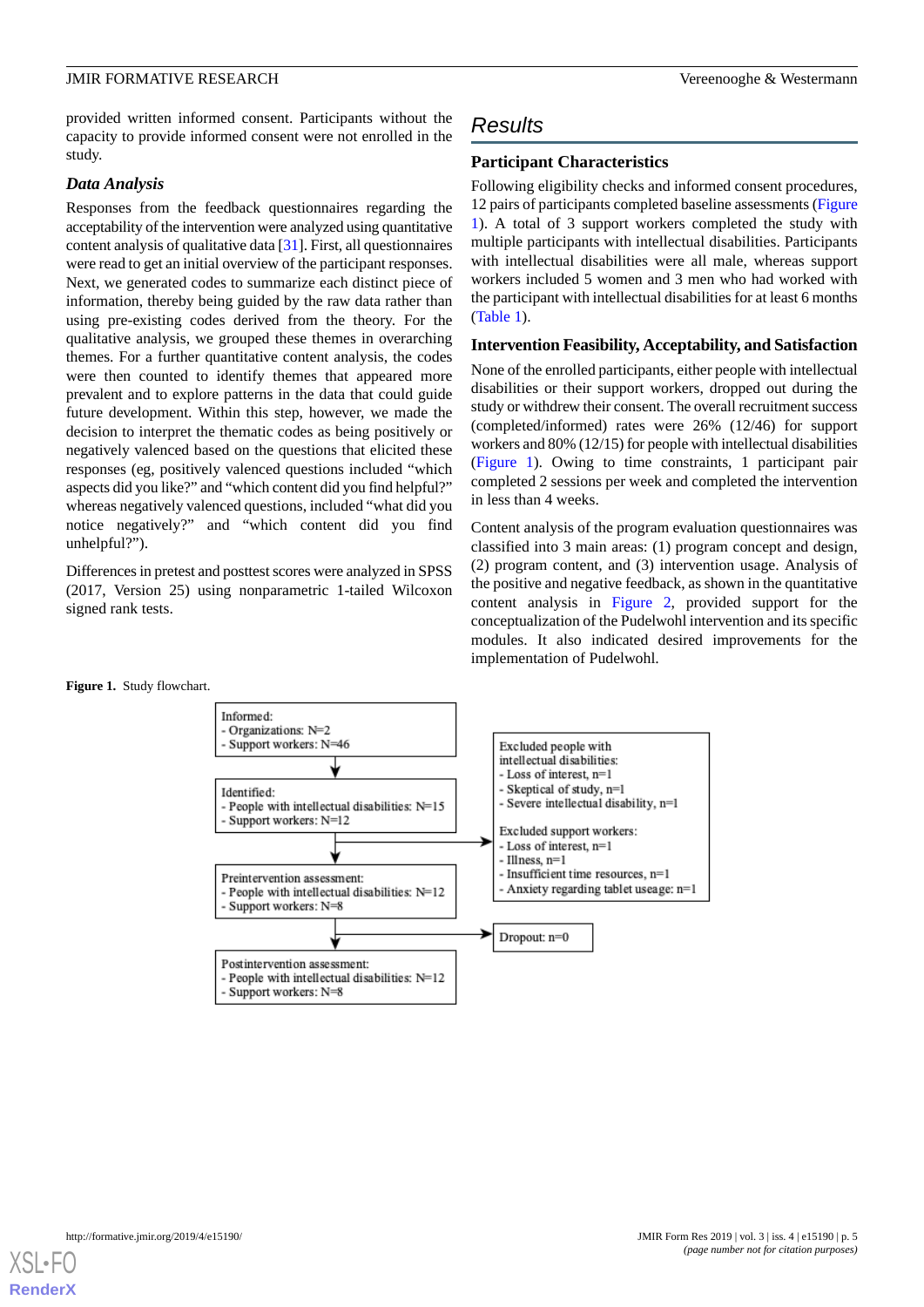provided written informed consent. Participants without the capacity to provide informed consent were not enrolled in the study.

### Data Analysis

Responses from the feedback questionnaires regarding the acceptability of the intervention were analyzed using quantitative content analysis of qualitative data [31]. First, all questionnaires were read to get an initial overview of the participant responses. Next, we generated codes to summarize each distinct piece of information, thereby being guided by the raw data rather than using pre-existing codes derived from the theory. For the qualitative analysis, we grouped these themes in overarching themes. For a further quantitative content analysis, the codes were then counted to identify themes that appeared more prevalent and to explore patterns in the data that could guide future development. Within this step, however, we made the decision to interpret the thematic codes as being positively or negatively valenced based on the questions that elicited these responses (eg, positively valenced questions included "which aspects did you like?" and "which content did you find helpful?" whereas negatively valenced questions, included "what did you notice negatively?" and "which content did you find unhelpful?").

Differences in pretest and posttest scores were analyzed in SPSS (2017, Version 25) using nonparametric 1-tailed Wilcoxon signed rank tests.

## Results

### Participant Characteristics

Following eligibility checks and informed consent procedures, 12 pairs of participants completed baseline assessments (Figure 1). A total of 3 support workers completed the study with multiple participants with intellectual disabilities. Participants with intellectual disabilities were all male, whereas support workers included 5 women and 3 men who had worked with the participant with intellectual disabilities for at least 6 months (Table 1).

### Intervention Feasibility, Acceptability, and Satisfaction

None of the enrolled participants, either people with intellectual disabilities or their support workers, dropped out during the study or withdrew their consent. The overall recruitment success (completed/informed) rates were 26% (12/46) for support workers and 80% (12/15) for people with intellectual disabilities (Figure 1). Owing to time constraints, 1 participant pair completed 2 sessions per week and completed the intervention in less than 4 weeks.

Content analysis of the program evaluation questionnaires was classified into 3 main areas: (1) program concept and design, (2) program content, and (3) intervention usage. Analysis of the positive and negative feedback, as shown in the quantitative content analysis in Figure 2, provided support for the conceptualization of the Pudelwohl intervention and its specific modules. It also indicated desired improvements for the implementation of Pudelwohl.

**Figure 1.** Study flowchart.

Informed:
- Organizations: N=2
- Support workers: N=46

Identified:
- People with intellectual disabilities: N=15
- Support workers: N=12

Excluded people with intellectual disabilities:
- Loss of interest, n=1
- Skeptical of study, n=1
- Severe intellectual disability, n=1

Excluded support workers:
- Loss of interest, n=1
- Illness, n=1
- Insufficient time resources, n=1
- Anxiety regarding tablet useage: n=1

Preintervention assessment:
- People with intellectual disabilities: N=12
- Support workers: N=8

Dropout: n=0

Postintervention assessment:
- People with intellectual disabilities: N=12
- Support workers: N=8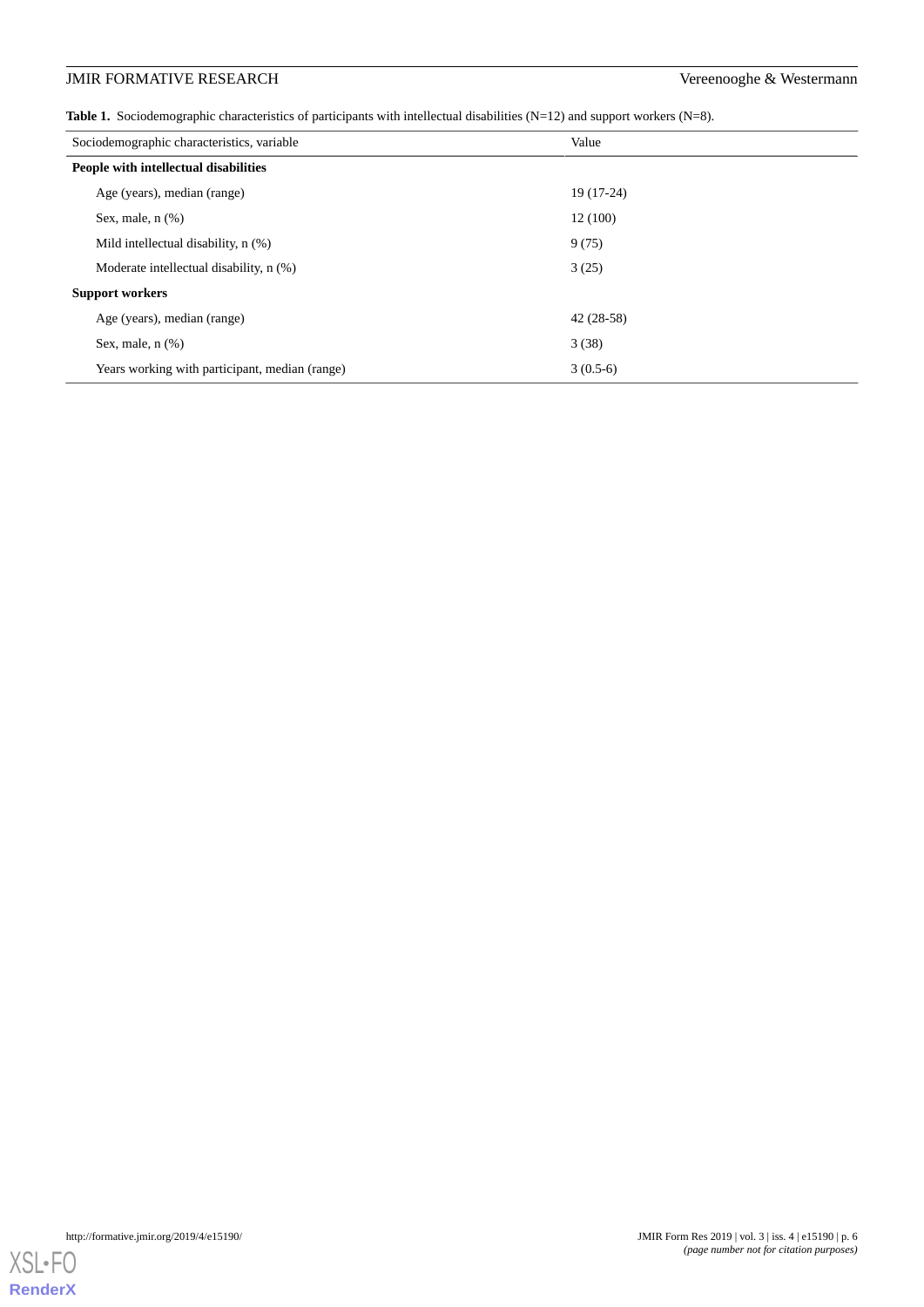**Table 1.** Sociodemographic characteristics of participants with intellectual disabilities (N=12) and support workers (N=8).

| Sociodemographic characteristics, variable | Value |
|---|---|
| **People with intellectual disabilities** | |
| Age (years), median (range) | 19 (17-24) |
| Sex, male, n (%) | 12 (100) |
| Mild intellectual disability, n (%) | 9 (75) |
| Moderate intellectual disability, n (%) | 3 (25) |
| **Support workers** | |
| Age (years), median (range) | 42 (28-58) |
| Sex, male, n (%) | 3 (38) |
| Years working with participant, median (range) | 3 (0.5-6) |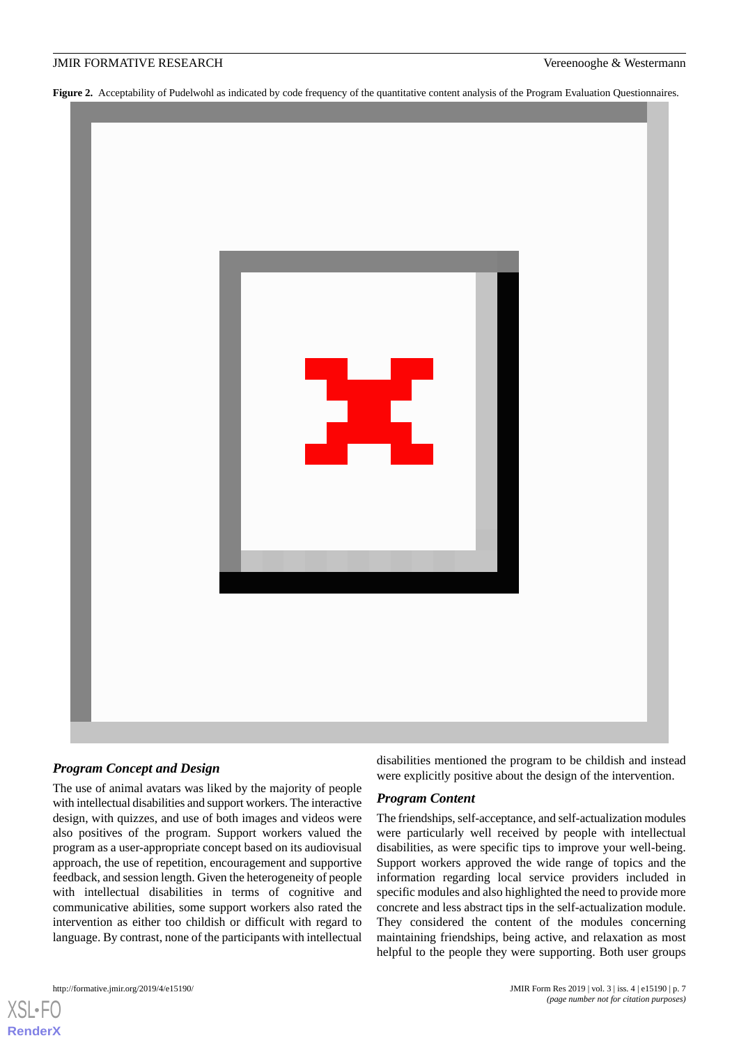**Figure 2.** Acceptability of Pudelwohl as indicated by code frequency of the quantitative content analysis of the Program Evaluation Questionnaires.

### *Program Concept and Design*

The use of animal avatars was liked by the majority of people with intellectual disabilities and support workers. The interactive design, with quizzes, and use of both images and videos were also positives of the program. Support workers valued the program as a user-appropriate concept based on its audiovisual approach, the use of repetition, encouragement and supportive feedback, and session length. Given the heterogeneity of people with intellectual disabilities in terms of cognitive and communicative abilities, some support workers also rated the intervention as either too childish or difficult with regard to language. By contrast, none of the participants with intellectual disabilities mentioned the program to be childish and instead were explicitly positive about the design of the intervention.

### *Program Content*

The friendships, self-acceptance, and self-actualization modules were particularly well received by people with intellectual disabilities, as were specific tips to improve your well-being. Support workers approved the wide range of topics and the information regarding local service providers included in specific modules and also highlighted the need to provide more concrete and less abstract tips in the self-actualization module. They considered the content of the modules concerning maintaining friendships, being active, and relaxation as most helpful to the people they were supporting. Both user groups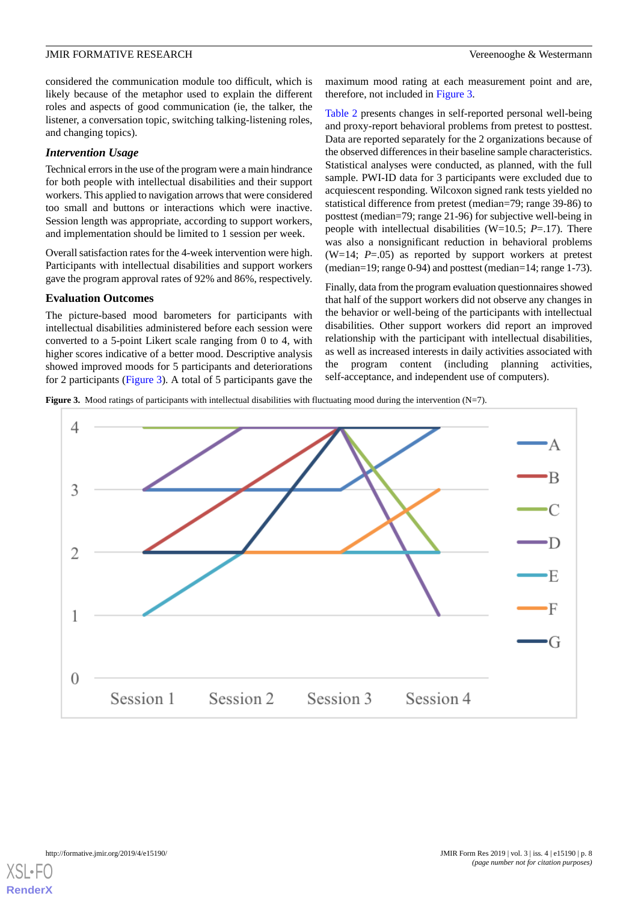considered the communication module too difficult, which is likely because of the metaphor used to explain the different roles and aspects of good communication (ie, the talker, the listener, a conversation topic, switching talking-listening roles, and changing topics).

### *Intervention Usage*

Technical errors in the use of the program were a main hindrance for both people with intellectual disabilities and their support workers. This applied to navigation arrows that were considered too small and buttons or interactions which were inactive. Session length was appropriate, according to support workers, and implementation should be limited to 1 session per week.

Overall satisfaction rates for the 4-week intervention were high. Participants with intellectual disabilities and support workers gave the program approval rates of 92% and 86%, respectively.

## Evaluation Outcomes

The picture-based mood barometers for participants with intellectual disabilities administered before each session were converted to a 5-point Likert scale ranging from 0 to 4, with higher scores indicative of a better mood. Descriptive analysis showed improved moods for 5 participants and deteriorations for 2 participants (Figure 3). A total of 5 participants gave the maximum mood rating at each measurement point and are, therefore, not included in Figure 3.

Table 2 presents changes in self-reported personal well-being and proxy-report behavioral problems from pretest to posttest. Data are reported separately for the 2 organizations because of the observed differences in their baseline sample characteristics. Statistical analyses were conducted, as planned, with the full sample. PWI-ID data for 3 participants were excluded due to acquiescent responding. Wilcoxon signed rank tests yielded no statistical difference from pretest (median=79; range 39-86) to posttest (median=79; range 21-96) for subjective well-being in people with intellectual disabilities (W=10.5; *P*=.17). There was also a nonsignificant reduction in behavioral problems (W=14; *P*=.05) as reported by support workers at pretest (median=19; range 0-94) and posttest (median=14; range 1-73).

Finally, data from the program evaluation questionnaires showed that half of the support workers did not observe any changes in the behavior or well-being of the participants with intellectual disabilities. Other support workers did report an improved relationship with the participant with intellectual disabilities, as well as increased interests in daily activities associated with the program content (including planning activities, self-acceptance, and independent use of computers).

**Figure 3.** Mood ratings of participants with intellectual disabilities with fluctuating mood during the intervention (N=7).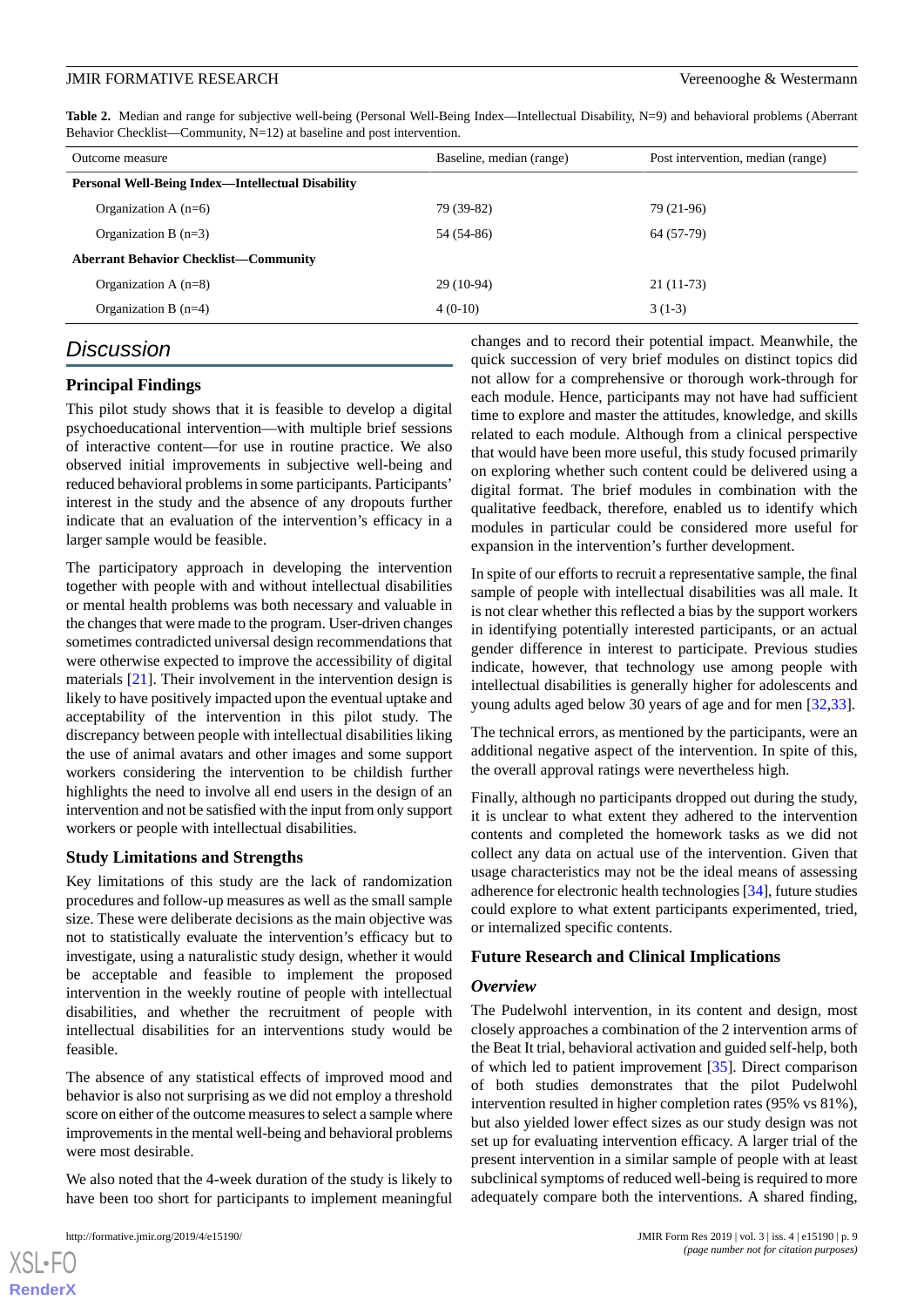**Table 2.** Median and range for subjective well-being (Personal Well-Being Index—Intellectual Disability, N=9) and behavioral problems (Aberrant Behavior Checklist—Community, N=12) at baseline and post intervention.

| Outcome measure | Baseline, median (range) | Post intervention, median (range) |
|---|---|---|
| **Personal Well-Being Index—Intellectual Disability** | | |
| Organization A (n=6) | 79 (39-82) | 79 (21-96) |
| Organization B (n=3) | 54 (54-86) | 64 (57-79) |
| **Aberrant Behavior Checklist—Community** | | |
| Organization A (n=8) | 29 (10-94) | 21 (11-73) |
| Organization B (n=4) | 4 (0-10) | 3 (1-3) |

## Discussion

### Principal Findings

This pilot study shows that it is feasible to develop a digital psychoeducational intervention—with multiple brief sessions of interactive content—for use in routine practice. We also observed initial improvements in subjective well-being and reduced behavioral problems in some participants. Participants' interest in the study and the absence of any dropouts further indicate that an evaluation of the intervention's efficacy in a larger sample would be feasible.

The participatory approach in developing the intervention together with people with and without intellectual disabilities or mental health problems was both necessary and valuable in the changes that were made to the program. User-driven changes sometimes contradicted universal design recommendations that were otherwise expected to improve the accessibility of digital materials [21]. Their involvement in the intervention design is likely to have positively impacted upon the eventual uptake and acceptability of the intervention in this pilot study. The discrepancy between people with intellectual disabilities liking the use of animal avatars and other images and some support workers considering the intervention to be childish further highlights the need to involve all end users in the design of an intervention and not be satisfied with the input from only support workers or people with intellectual disabilities.

### Study Limitations and Strengths

Key limitations of this study are the lack of randomization procedures and follow-up measures as well as the small sample size. These were deliberate decisions as the main objective was not to statistically evaluate the intervention's efficacy but to investigate, using a naturalistic study design, whether it would be acceptable and feasible to implement the proposed intervention in the weekly routine of people with intellectual disabilities, and whether the recruitment of people with intellectual disabilities for an interventions study would be feasible.

The absence of any statistical effects of improved mood and behavior is also not surprising as we did not employ a threshold score on either of the outcome measures to select a sample where improvements in the mental well-being and behavioral problems were most desirable.

We also noted that the 4-week duration of the study is likely to have been too short for participants to implement meaningful changes and to record their potential impact. Meanwhile, the quick succession of very brief modules on distinct topics did not allow for a comprehensive or thorough work-through for each module. Hence, participants may not have had sufficient time to explore and master the attitudes, knowledge, and skills related to each module. Although from a clinical perspective that would have been more useful, this study focused primarily on exploring whether such content could be delivered using a digital format. The brief modules in combination with the qualitative feedback, therefore, enabled us to identify which modules in particular could be considered more useful for expansion in the intervention's further development.

In spite of our efforts to recruit a representative sample, the final sample of people with intellectual disabilities was all male. It is not clear whether this reflected a bias by the support workers in identifying potentially interested participants, or an actual gender difference in interest to participate. Previous studies indicate, however, that technology use among people with intellectual disabilities is generally higher for adolescents and young adults aged below 30 years of age and for men [32,33].

The technical errors, as mentioned by the participants, were an additional negative aspect of the intervention. In spite of this, the overall approval ratings were nevertheless high.

Finally, although no participants dropped out during the study, it is unclear to what extent they adhered to the intervention contents and completed the homework tasks as we did not collect any data on actual use of the intervention. Given that usage characteristics may not be the ideal means of assessing adherence for electronic health technologies [34], future studies could explore to what extent participants experimented, tried, or internalized specific contents.

### Future Research and Clinical Implications

#### *Overview*

The Pudelwohl intervention, in its content and design, most closely approaches a combination of the 2 intervention arms of the Beat It trial, behavioral activation and guided self-help, both of which led to patient improvement [35]. Direct comparison of both studies demonstrates that the pilot Pudelwohl intervention resulted in higher completion rates (95% vs 81%), but also yielded lower effect sizes as our study design was not set up for evaluating intervention efficacy. A larger trial of the present intervention in a similar sample of people with at least subclinical symptoms of reduced well-being is required to more adequately compare both the interventions. A shared finding,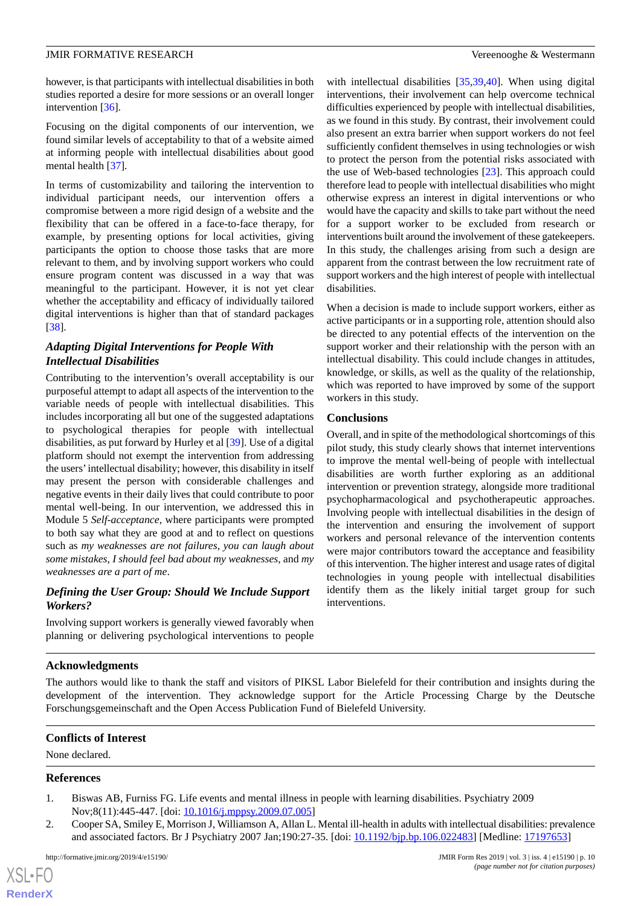however, is that participants with intellectual disabilities in both studies reported a desire for more sessions or an overall longer intervention [36].

Focusing on the digital components of our intervention, we found similar levels of acceptability to that of a website aimed at informing people with intellectual disabilities about good mental health [37].

In terms of customizability and tailoring the intervention to individual participant needs, our intervention offers a compromise between a more rigid design of a website and the flexibility that can be offered in a face-to-face therapy, for example, by presenting options for local activities, giving participants the option to choose those tasks that are more relevant to them, and by involving support workers who could ensure program content was discussed in a way that was meaningful to the participant. However, it is not yet clear whether the acceptability and efficacy of individually tailored digital interventions is higher than that of standard packages [38].

### Adapting Digital Interventions for People With Intellectual Disabilities

Contributing to the intervention's overall acceptability is our purposeful attempt to adapt all aspects of the intervention to the variable needs of people with intellectual disabilities. This includes incorporating all but one of the suggested adaptations to psychological therapies for people with intellectual disabilities, as put forward by Hurley et al [39]. Use of a digital platform should not exempt the intervention from addressing the users' intellectual disability; however, this disability in itself may present the person with considerable challenges and negative events in their daily lives that could contribute to poor mental well-being. In our intervention, we addressed this in Module 5 *Self-acceptance*, where participants were prompted to both say what they are good at and to reflect on questions such as *my weaknesses are not failures*, *you can laugh about some mistakes*, *I should feel bad about my weaknesses*, and *my weaknesses are a part of me*.

### Defining the User Group: Should We Include Support Workers?

Involving support workers is generally viewed favorably when planning or delivering psychological interventions to people with intellectual disabilities [35,39,40]. When using digital interventions, their involvement can help overcome technical difficulties experienced by people with intellectual disabilities, as we found in this study. By contrast, their involvement could also present an extra barrier when support workers do not feel sufficiently confident themselves in using technologies or wish to protect the person from the potential risks associated with the use of Web-based technologies [23]. This approach could therefore lead to people with intellectual disabilities who might otherwise express an interest in digital interventions or who would have the capacity and skills to take part without the need for a support worker to be excluded from research or interventions built around the involvement of these gatekeepers. In this study, the challenges arising from such a design are apparent from the contrast between the low recruitment rate of support workers and the high interest of people with intellectual disabilities.

When a decision is made to include support workers, either as active participants or in a supporting role, attention should also be directed to any potential effects of the intervention on the support worker and their relationship with the person with an intellectual disability. This could include changes in attitudes, knowledge, or skills, as well as the quality of the relationship, which was reported to have improved by some of the support workers in this study.

### Conclusions

Overall, and in spite of the methodological shortcomings of this pilot study, this study clearly shows that internet interventions to improve the mental well-being of people with intellectual disabilities are worth further exploring as an additional intervention or prevention strategy, alongside more traditional psychopharmacological and psychotherapeutic approaches. Involving people with intellectual disabilities in the design of the intervention and ensuring the involvement of support workers and personal relevance of the intervention contents were major contributors toward the acceptance and feasibility of this intervention. The higher interest and usage rates of digital technologies in young people with intellectual disabilities identify them as the likely initial target group for such interventions.

## Acknowledgments

The authors would like to thank the staff and visitors of PIKSL Labor Bielefeld for their contribution and insights during the development of the intervention. They acknowledge support for the Article Processing Charge by the Deutsche Forschungsgemeinschaft and the Open Access Publication Fund of Bielefeld University.

## Conflicts of Interest

None declared.

## References

1. Biswas AB, Furniss FG. Life events and mental illness in people with learning disabilities. Psychiatry 2009 Nov;8(11):445-447. [doi: 10.1016/j.mppsy.2009.07.005]
2. Cooper SA, Smiley E, Morrison J, Williamson A, Allan L. Mental ill-health in adults with intellectual disabilities: prevalence and associated factors. Br J Psychiatry 2007 Jan;190:27-35. [doi: 10.1192/bjp.bp.106.022483] [Medline: 17197653]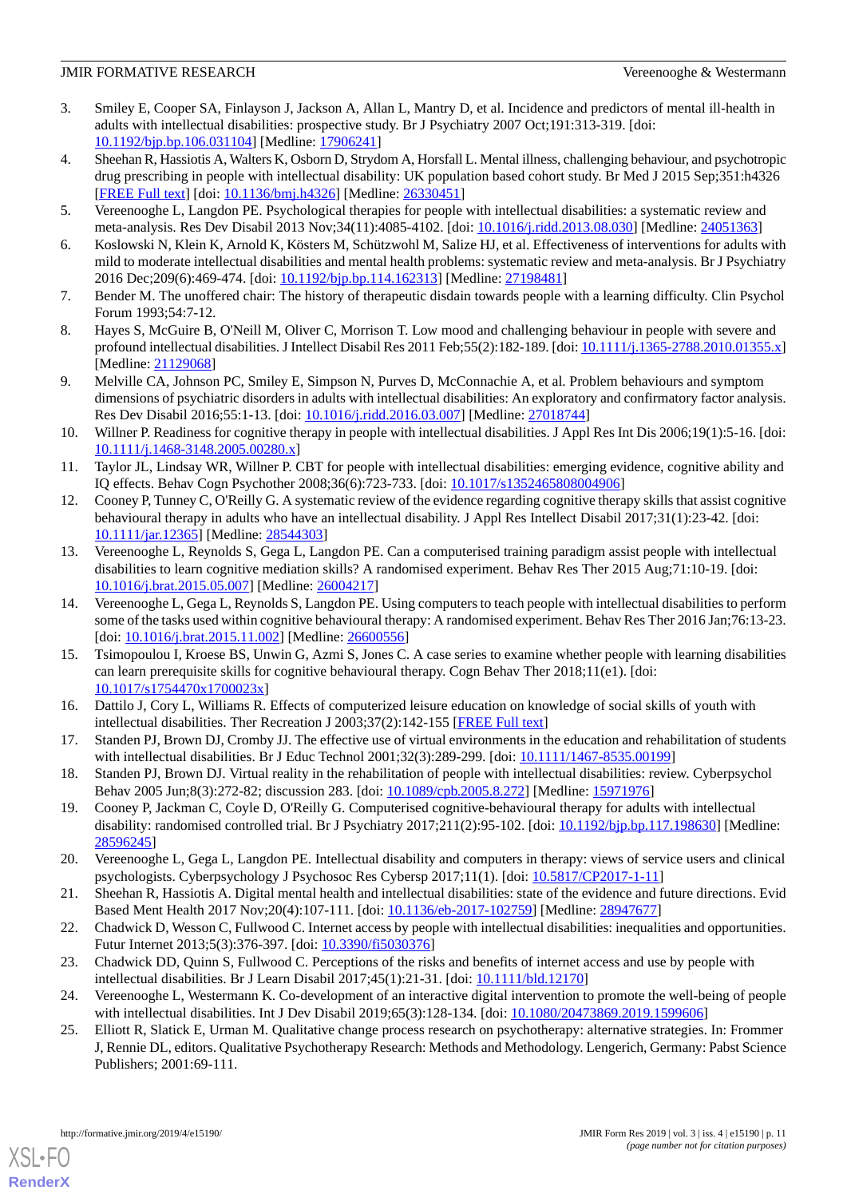3. Smiley E, Cooper SA, Finlayson J, Jackson A, Allan L, Mantry D, et al. Incidence and predictors of mental ill-health in adults with intellectual disabilities: prospective study. Br J Psychiatry 2007 Oct;191:313-319. [doi: 10.1192/bjp.bp.106.031104] [Medline: 17906241]
4. Sheehan R, Hassiotis A, Walters K, Osborn D, Strydom A, Horsfall L. Mental illness, challenging behaviour, and psychotropic drug prescribing in people with intellectual disability: UK population based cohort study. Br Med J 2015 Sep;351:h4326 [FREE Full text] [doi: 10.1136/bmj.h4326] [Medline: 26330451]
5. Vereenooghe L, Langdon PE. Psychological therapies for people with intellectual disabilities: a systematic review and meta-analysis. Res Dev Disabil 2013 Nov;34(11):4085-4102. [doi: 10.1016/j.ridd.2013.08.030] [Medline: 24051363]
6. Koslowski N, Klein K, Arnold K, Kösters M, Schützwohl M, Salize HJ, et al. Effectiveness of interventions for adults with mild to moderate intellectual disabilities and mental health problems: systematic review and meta-analysis. Br J Psychiatry 2016 Dec;209(6):469-474. [doi: 10.1192/bjp.bp.114.162313] [Medline: 27198481]
7. Bender M. The unoffered chair: The history of therapeutic disdain towards people with a learning difficulty. Clin Psychol Forum 1993;54:7-12.
8. Hayes S, McGuire B, O'Neill M, Oliver C, Morrison T. Low mood and challenging behaviour in people with severe and profound intellectual disabilities. J Intellect Disabil Res 2011 Feb;55(2):182-189. [doi: 10.1111/j.1365-2788.2010.01355.x] [Medline: 21129068]
9. Melville CA, Johnson PC, Smiley E, Simpson N, Purves D, McConnachie A, et al. Problem behaviours and symptom dimensions of psychiatric disorders in adults with intellectual disabilities: An exploratory and confirmatory factor analysis. Res Dev Disabil 2016;55:1-13. [doi: 10.1016/j.ridd.2016.03.007] [Medline: 27018744]
10. Willner P. Readiness for cognitive therapy in people with intellectual disabilities. J Appl Res Int Dis 2006;19(1):5-16. [doi: 10.1111/j.1468-3148.2005.00280.x]
11. Taylor JL, Lindsay WR, Willner P. CBT for people with intellectual disabilities: emerging evidence, cognitive ability and IQ effects. Behav Cogn Psychother 2008;36(6):723-733. [doi: 10.1017/s1352465808004906]
12. Cooney P, Tunney C, O'Reilly G. A systematic review of the evidence regarding cognitive therapy skills that assist cognitive behavioural therapy in adults who have an intellectual disability. J Appl Res Intellect Disabil 2017;31(1):23-42. [doi: 10.1111/jar.12365] [Medline: 28544303]
13. Vereenooghe L, Reynolds S, Gega L, Langdon PE. Can a computerised training paradigm assist people with intellectual disabilities to learn cognitive mediation skills? A randomised experiment. Behav Res Ther 2015 Aug;71:10-19. [doi: 10.1016/j.brat.2015.05.007] [Medline: 26004217]
14. Vereenooghe L, Gega L, Reynolds S, Langdon PE. Using computers to teach people with intellectual disabilities to perform some of the tasks used within cognitive behavioural therapy: A randomised experiment. Behav Res Ther 2016 Jan;76:13-23. [doi: 10.1016/j.brat.2015.11.002] [Medline: 26600556]
15. Tsimopoulou I, Kroese BS, Unwin G, Azmi S, Jones C. A case series to examine whether people with learning disabilities can learn prerequisite skills for cognitive behavioural therapy. Cogn Behav Ther 2018;11(e1). [doi: 10.1017/s1754470x1700023x]
16. Dattilo J, Cory L, Williams R. Effects of computerized leisure education on knowledge of social skills of youth with intellectual disabilities. Ther Recreation J 2003;37(2):142-155 [FREE Full text]
17. Standen PJ, Brown DJ, Cromby JJ. The effective use of virtual environments in the education and rehabilitation of students with intellectual disabilities. Br J Educ Technol 2001;32(3):289-299. [doi: 10.1111/1467-8535.00199]
18. Standen PJ, Brown DJ. Virtual reality in the rehabilitation of people with intellectual disabilities: review. Cyberpsychol Behav 2005 Jun;8(3):272-82; discussion 283. [doi: 10.1089/cpb.2005.8.272] [Medline: 15971976]
19. Cooney P, Jackman C, Coyle D, O'Reilly G. Computerised cognitive-behavioural therapy for adults with intellectual disability: randomised controlled trial. Br J Psychiatry 2017;211(2):95-102. [doi: 10.1192/bjp.bp.117.198630] [Medline: 28596245]
20. Vereenooghe L, Gega L, Langdon PE. Intellectual disability and computers in therapy: views of service users and clinical psychologists. Cyberpsychology J Psychosoc Res Cybersp 2017;11(1). [doi: 10.5817/CP2017-1-11]
21. Sheehan R, Hassiotis A. Digital mental health and intellectual disabilities: state of the evidence and future directions. Evid Based Ment Health 2017 Nov;20(4):107-111. [doi: 10.1136/eb-2017-102759] [Medline: 28947677]
22. Chadwick D, Wesson C, Fullwood C. Internet access by people with intellectual disabilities: inequalities and opportunities. Futur Internet 2013;5(3):376-397. [doi: 10.3390/fi5030376]
23. Chadwick DD, Quinn S, Fullwood C. Perceptions of the risks and benefits of internet access and use by people with intellectual disabilities. Br J Learn Disabil 2017;45(1):21-31. [doi: 10.1111/bld.12170]
24. Vereenooghe L, Westermann K. Co-development of an interactive digital intervention to promote the well-being of people with intellectual disabilities. Int J Dev Disabil 2019;65(3):128-134. [doi: 10.1080/20473869.2019.1599606]
25. Elliott R, Slatick E, Urman M. Qualitative change process research on psychotherapy: alternative strategies. In: Frommer J, Rennie DL, editors. Qualitative Psychotherapy Research: Methods and Methodology. Lengerich, Germany: Pabst Science Publishers; 2001:69-111.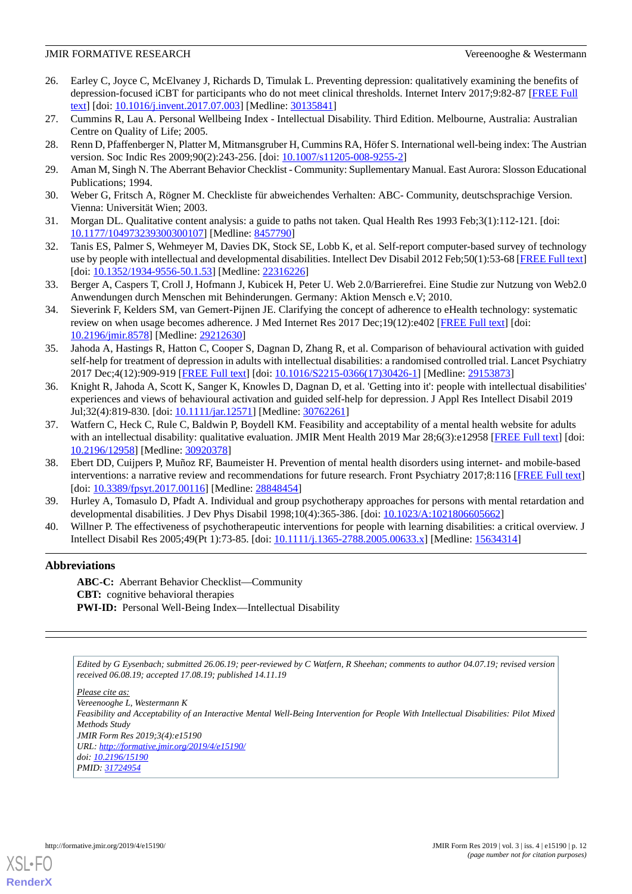26. Earley C, Joyce C, McElvaney J, Richards D, Timulak L. Preventing depression: qualitatively examining the benefits of depression-focused iCBT for participants who do not meet clinical thresholds. Internet Interv 2017;9:82-87 [FREE Full text] [doi: 10.1016/j.invent.2017.07.003] [Medline: 30135841]
27. Cummins R, Lau A. Personal Wellbeing Index - Intellectual Disability. Third Edition. Melbourne, Australia: Australian Centre on Quality of Life; 2005.
28. Renn D, Pfaffenberger N, Platter M, Mitmansgruber H, Cummins RA, Höfer S. International well-being index: The Austrian version. Soc Indic Res 2009;90(2):243-256. [doi: 10.1007/s11205-008-9255-2]
29. Aman M, Singh N. The Aberrant Behavior Checklist - Community: Supplementary Manual. East Aurora: Slosson Educational Publications; 1994.
30. Weber G, Fritsch A, Rögner M. Checkliste für abweichendes Verhalten: ABC- Community, deutschsprachige Version. Vienna: Universität Wien; 2003.
31. Morgan DL. Qualitative content analysis: a guide to paths not taken. Qual Health Res 1993 Feb;3(1):112-121. [doi: 10.1177/104973239300300107] [Medline: 8457790]
32. Tanis ES, Palmer S, Wehmeyer M, Davies DK, Stock SE, Lobb K, et al. Self-report computer-based survey of technology use by people with intellectual and developmental disabilities. Intellect Dev Disabil 2012 Feb;50(1):53-68 [FREE Full text] [doi: 10.1352/1934-9556-50.1.53] [Medline: 22316226]
33. Berger A, Caspers T, Croll J, Hofmann J, Kubicek H, Peter U. Web 2.0/Barrierefrei. Eine Studie zur Nutzung von Web2.0 Anwendungen durch Menschen mit Behinderungen. Germany: Aktion Mensch e.V; 2010.
34. Sieverink F, Kelders SM, van Gemert-Pijnen JE. Clarifying the concept of adherence to eHealth technology: systematic review on when usage becomes adherence. J Med Internet Res 2017 Dec;19(12):e402 [FREE Full text] [doi: 10.2196/jmir.8578] [Medline: 29212630]
35. Jahoda A, Hastings R, Hatton C, Cooper S, Dagnan D, Zhang R, et al. Comparison of behavioural activation with guided self-help for treatment of depression in adults with intellectual disabilities: a randomised controlled trial. Lancet Psychiatry 2017 Dec;4(12):909-919 [FREE Full text] [doi: 10.1016/S2215-0366(17)30426-1] [Medline: 29153873]
36. Knight R, Jahoda A, Scott K, Sanger K, Knowles D, Dagnan D, et al. 'Getting into it': people with intellectual disabilities' experiences and views of behavioural activation and guided self-help for depression. J Appl Res Intellect Disabil 2019 Jul;32(4):819-830. [doi: 10.1111/jar.12571] [Medline: 30762261]
37. Watfern C, Heck C, Rule C, Baldwin P, Boydell KM. Feasibility and acceptability of a mental health website for adults with an intellectual disability: qualitative evaluation. JMIR Ment Health 2019 Mar 28;6(3):e12958 [FREE Full text] [doi: 10.2196/12958] [Medline: 30920378]
38. Ebert DD, Cuijpers P, Muñoz RF, Baumeister H. Prevention of mental health disorders using internet- and mobile-based interventions: a narrative review and recommendations for future research. Front Psychiatry 2017;8:116 [FREE Full text] [doi: 10.3389/fpsyt.2017.00116] [Medline: 28848454]
39. Hurley A, Tomasulo D, Pfadt A. Individual and group psychotherapy approaches for persons with mental retardation and developmental disabilities. J Dev Phys Disabil 1998;10(4):365-386. [doi: 10.1023/A:1021806605662]
40. Willner P. The effectiveness of psychotherapeutic interventions for people with learning disabilities: a critical overview. J Intellect Disabil Res 2005;49(Pt 1):73-85. [doi: 10.1111/j.1365-2788.2005.00633.x] [Medline: 15634314]

## Abbreviations

**ABC-C:** Aberrant Behavior Checklist—Community
**CBT:** cognitive behavioral therapies
**PWI-ID:** Personal Well-Being Index—Intellectual Disability

*Edited by G Eysenbach; submitted 26.06.19; peer-reviewed by C Watfern, R Sheehan; comments to author 04.07.19; revised version received 06.08.19; accepted 17.08.19; published 14.11.19*

*Please cite as:*
*Vereenooghe L, Westermann K*
*Feasibility and Acceptability of an Interactive Mental Well-Being Intervention for People With Intellectual Disabilities: Pilot Mixed Methods Study*
*JMIR Form Res 2019;3(4):e15190*
*URL: http://formative.jmir.org/2019/4/e15190/*
*doi: 10.2196/15190*
*PMID: 31724954*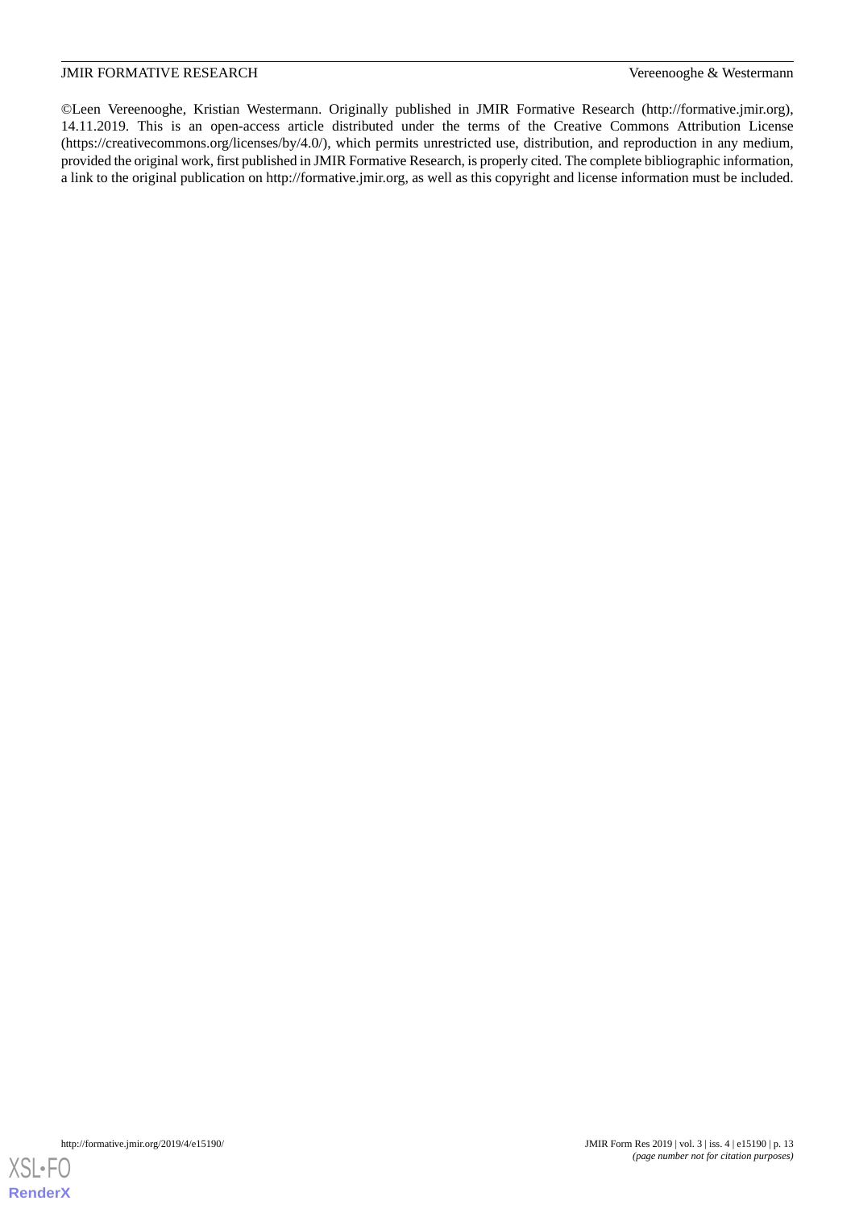©Leen Vereenooghe, Kristian Westermann. Originally published in JMIR Formative Research (http://formative.jmir.org), 14.11.2019. This is an open-access article distributed under the terms of the Creative Commons Attribution License (https://creativecommons.org/licenses/by/4.0/), which permits unrestricted use, distribution, and reproduction in any medium, provided the original work, first published in JMIR Formative Research, is properly cited. The complete bibliographic information, a link to the original publication on http://formative.jmir.org, as well as this copyright and license information must be included.